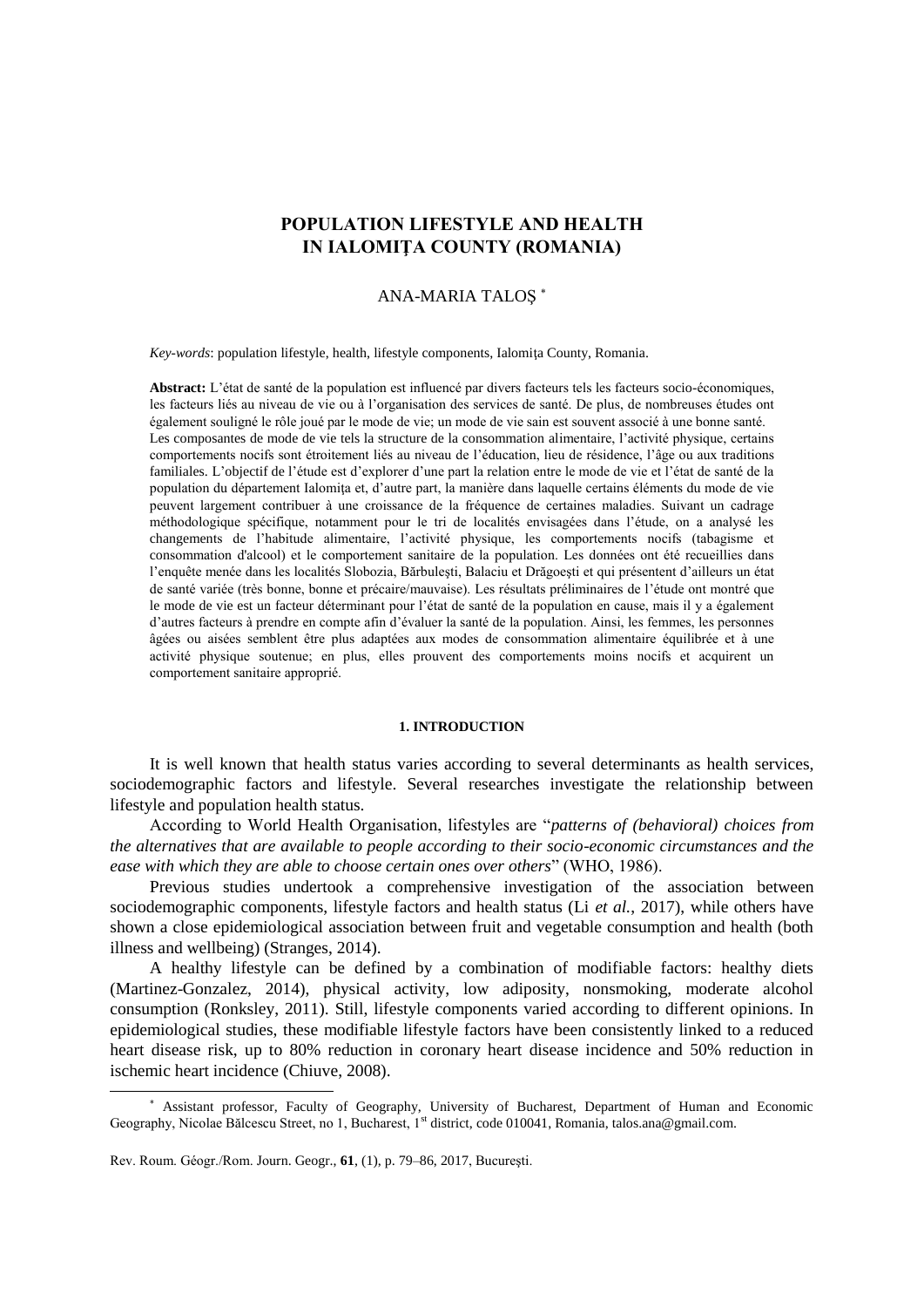# POPULATION LIFESTYLE AND HEALTH IN IALOMIŢA COUNTY (ROMANIA)

ANA-MARIA TALOŞ [*]

*Key-words*: population lifestyle, health, lifestyle components, Ialomiţa County, Romania.

**Abstract:** L'état de santé de la population est influencé par divers facteurs tels les facteurs socio-économiques, les facteurs liés au niveau de vie ou à l'organisation des services de santé. De plus, de nombreuses études ont également souligné le rôle joué par le mode de vie; un mode de vie sain est souvent associé à une bonne santé. Les composantes de mode de vie tels la structure de la consommation alimentaire, l'activité physique, certains comportements nocifs sont étroitement liés au niveau de l'éducation, lieu de résidence, l'âge ou aux traditions familiales. L'objectif de l'étude est d'explorer d'une part la relation entre le mode de vie et l'état de santé de la population du département Ialomiţa et, d'autre part, la manière dans laquelle certains éléments du mode de vie peuvent largement contribuer à une croissance de la fréquence de certaines maladies. Suivant un cadrage méthodologique spécifique, notamment pour le tri de localités envisagées dans l'étude, on a analysé les changements de l'habitude alimentaire, l'activité physique, les comportements nocifs (tabagisme et consommation d'alcool) et le comportement sanitaire de la population. Les données ont été recueillies dans l'enquête menée dans les localités Slobozia, Bărbuleşti, Balaciu et Drăgoeşti et qui présentent d'ailleurs un état de santé variée (très bonne, bonne et précaire/mauvaise). Les résultats préliminaires de l'étude ont montré que le mode de vie est un facteur déterminant pour l'état de santé de la population en cause, mais il y a également d'autres facteurs à prendre en compte afin d'évaluer la santé de la population. Ainsi, les femmes, les personnes âgées ou aisées semblent être plus adaptées aux modes de consommation alimentaire équilibrée et à une activité physique soutenue; en plus, elles prouvent des comportements moins nocifs et acquirent un comportement sanitaire approprié.

## 1. INTRODUCTION

It is well known that health status varies according to several determinants as health services, sociodemographic factors and lifestyle. Several researches investigate the relationship between lifestyle and population health status.

According to World Health Organisation, lifestyles are "*patterns of (behavioral) choices from the alternatives that are available to people according to their socio-economic circumstances and the ease with which they are able to choose certain ones over others*" (WHO, 1986).

Previous studies undertook a comprehensive investigation of the association between sociodemographic components, lifestyle factors and health status (Li *et al.*, 2017), while others have shown a close epidemiological association between fruit and vegetable consumption and health (both illness and wellbeing) (Stranges, 2014).

A healthy lifestyle can be defined by a combination of modifiable factors: healthy diets (Martinez-Gonzalez, 2014), physical activity, low adiposity, nonsmoking, moderate alcohol consumption (Ronksley, 2011). Still, lifestyle components varied according to different opinions. In epidemiological studies, these modifiable lifestyle factors have been consistently linked to a reduced heart disease risk, up to 80% reduction in coronary heart disease incidence and 50% reduction in ischemic heart incidence (Chiuve, 2008).

[*] Assistant professor, Faculty of Geography, University of Bucharest, Department of Human and Economic Geography, Nicolae Bălcescu Street, no 1, Bucharest, 1st district, code 010041, Romania, talos.ana@gmail.com.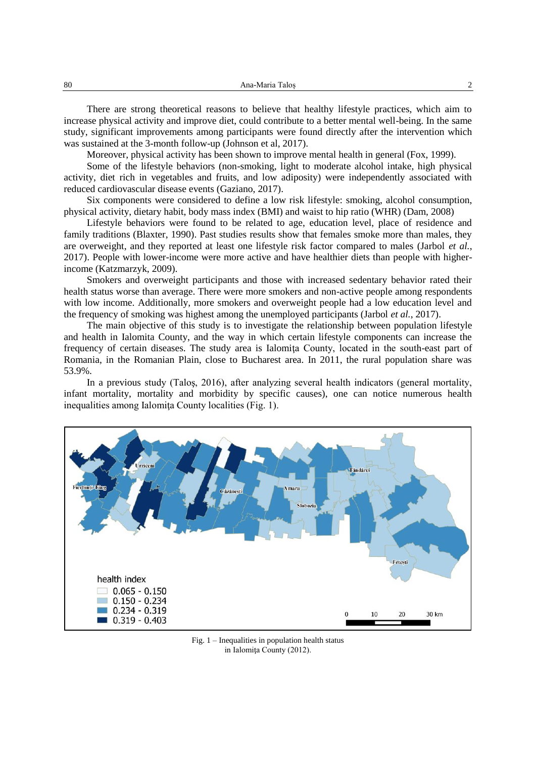There are strong theoretical reasons to believe that healthy lifestyle practices, which aim to increase physical activity and improve diet, could contribute to a better mental well-being. In the same study, significant improvements among participants were found directly after the intervention which was sustained at the 3-month follow-up (Johnson et al, 2017).

Moreover, physical activity has been shown to improve mental health in general (Fox, 1999).

Some of the lifestyle behaviors (non-smoking, light to moderate alcohol intake, high physical activity, diet rich in vegetables and fruits, and low adiposity) were independently associated with reduced cardiovascular disease events (Gaziano, 2017).

Six components were considered to define a low risk lifestyle: smoking, alcohol consumption, physical activity, dietary habit, body mass index (BMI) and waist to hip ratio (WHR) (Dam, 2008)

Lifestyle behaviors were found to be related to age, education level, place of residence and family traditions (Blaxter, 1990). Past studies results show that females smoke more than males, they are overweight, and they reported at least one lifestyle risk factor compared to males (Jarbol *et al.*, 2017). People with lower-income were more active and have healthier diets than people with higher-income (Katzmarzyk, 2009).

Smokers and overweight participants and those with increased sedentary behavior rated their health status worse than average. There were more smokers and non-active people among respondents with low income. Additionally, more smokers and overweight people had a low education level and the frequency of smoking was highest among the unemployed participants (Jarbol *et al.*, 2017).

The main objective of this study is to investigate the relationship between population lifestyle and health in Ialomita County, and the way in which certain lifestyle components can increase the frequency of certain diseases. The study area is Ialomiţa County, located in the south-east part of Romania, in the Romanian Plain, close to Bucharest area. In 2011, the rural population share was 53.9%.

In a previous study (Taloş, 2016), after analyzing several health indicators (general mortality, infant mortality, mortality and morbidity by specific causes), one can notice numerous health inequalities among Ialomiţa County localities (Fig. 1).

Fig. 1 – Inequalities in population health status in Ialomiţa County (2012).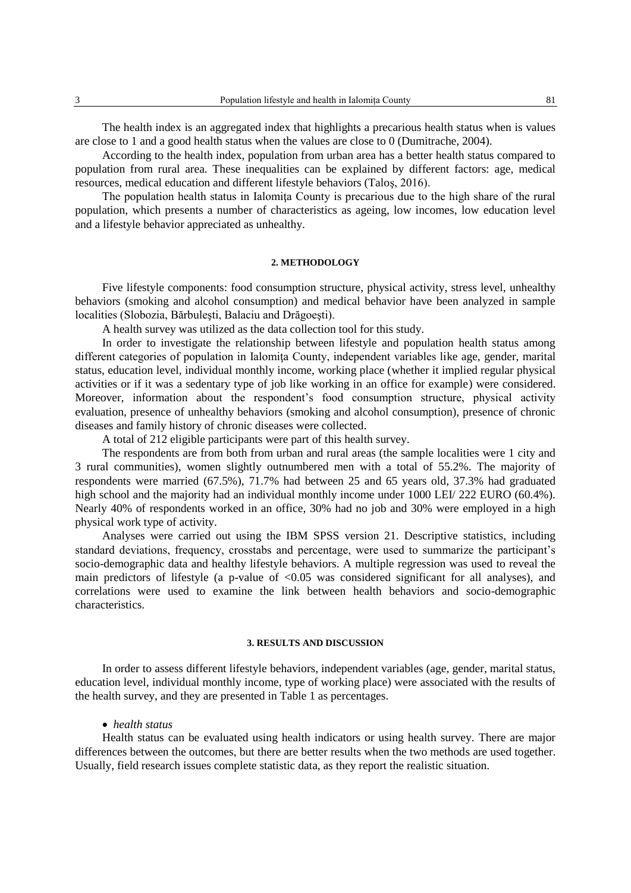The health index is an aggregated index that highlights a precarious health status when is values are close to 1 and a good health status when the values are close to 0 (Dumitrache, 2004).

According to the health index, population from urban area has a better health status compared to population from rural area. These inequalities can be explained by different factors: age, medical resources, medical education and different lifestyle behaviors (Taloş, 2016).

The population health status in Ialomiţa County is precarious due to the high share of the rural population, which presents a number of characteristics as ageing, low incomes, low education level and a lifestyle behavior appreciated as unhealthy.

## 2. METHODOLOGY

Five lifestyle components: food consumption structure, physical activity, stress level, unhealthy behaviors (smoking and alcohol consumption) and medical behavior have been analyzed in sample localities (Slobozia, Bărbuleşti, Balaciu and Drăgoeşti).

A health survey was utilized as the data collection tool for this study.

In order to investigate the relationship between lifestyle and population health status among different categories of population in Ialomiţa County, independent variables like age, gender, marital status, education level, individual monthly income, working place (whether it implied regular physical activities or if it was a sedentary type of job like working in an office for example) were considered. Moreover, information about the respondent's food consumption structure, physical activity evaluation, presence of unhealthy behaviors (smoking and alcohol consumption), presence of chronic diseases and family history of chronic diseases were collected.

A total of 212 eligible participants were part of this health survey.

The respondents are from both from urban and rural areas (the sample localities were 1 city and 3 rural communities), women slightly outnumbered men with a total of 55.2%. The majority of respondents were married (67.5%), 71.7% had between 25 and 65 years old, 37.3% had graduated high school and the majority had an individual monthly income under 1000 LEI/ 222 EURO (60.4%). Nearly 40% of respondents worked in an office, 30% had no job and 30% were employed in a high physical work type of activity.

Analyses were carried out using the IBM SPSS version 21. Descriptive statistics, including standard deviations, frequency, crosstabs and percentage, were used to summarize the participant's socio-demographic data and healthy lifestyle behaviors. A multiple regression was used to reveal the main predictors of lifestyle (a p-value of $<0.05$ was considered significant for all analyses), and correlations were used to examine the link between health behaviors and socio-demographic characteristics.

## 3. RESULTS AND DISCUSSION

In order to assess different lifestyle behaviors, independent variables (age, gender, marital status, education level, individual monthly income, type of working place) were associated with the results of the health survey, and they are presented in Table 1 as percentages.

- *health status*

Health status can be evaluated using health indicators or using health survey. There are major differences between the outcomes, but there are better results when the two methods are used together. Usually, field research issues complete statistic data, as they report the realistic situation.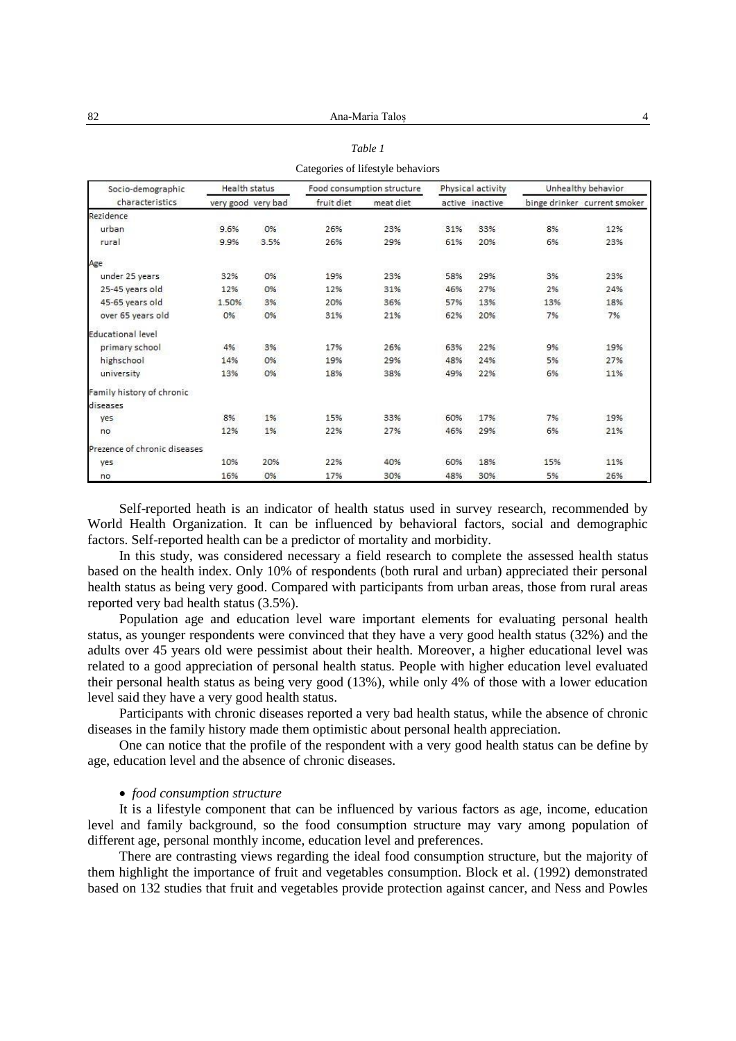*Table 1*

Categories of lifestyle behaviors

| Socio-demographic characteristics | Health status | | Food consumption structure | | Physical activity | | Unhealthy behavior | |
|---|---|---|---|---|---|---|---|---|
| | very good | very bad | fruit diet | meat diet | active | inactive | binge drinker | current smoker |
| Rezidence | | | | | | | | |
| urban | 9.6% | 0% | 26% | 23% | 31% | 33% | 8% | 12% |
| rural | 9.9% | 3.5% | 26% | 29% | 61% | 20% | 6% | 23% |
| Age | | | | | | | | |
| under 25 years | 32% | 0% | 19% | 23% | 58% | 29% | 3% | 23% |
| 25-45 years old | 12% | 0% | 12% | 31% | 46% | 27% | 2% | 24% |
| 45-65 years old | 1.50% | 3% | 20% | 36% | 57% | 13% | 13% | 18% |
| over 65 years old | 0% | 0% | 31% | 21% | 62% | 20% | 7% | 7% |
| Educational level | | | | | | | | |
| primary school | 4% | 3% | 17% | 26% | 63% | 22% | 9% | 19% |
| highschool | 14% | 0% | 19% | 29% | 48% | 24% | 5% | 27% |
| university | 13% | 0% | 18% | 38% | 49% | 22% | 6% | 11% |
| Family history of chronic diseases | | | | | | | | |
| yes | 8% | 1% | 15% | 33% | 60% | 17% | 7% | 19% |
| no | 12% | 1% | 22% | 27% | 46% | 29% | 6% | 21% |
| Prezence of chronic diseases | | | | | | | | |
| yes | 10% | 20% | 22% | 40% | 60% | 18% | 15% | 11% |
| no | 16% | 0% | 17% | 30% | 48% | 30% | 5% | 26% |

Self-reported heath is an indicator of health status used in survey research, recommended by World Health Organization. It can be influenced by behavioral factors, social and demographic factors. Self-reported health can be a predictor of mortality and morbidity.

In this study, was considered necessary a field research to complete the assessed health status based on the health index. Only 10% of respondents (both rural and urban) appreciated their personal health status as being very good. Compared with participants from urban areas, those from rural areas reported very bad health status (3.5%).

Population age and education level ware important elements for evaluating personal health status, as younger respondents were convinced that they have a very good health status (32%) and the adults over 45 years old were pessimist about their health. Moreover, a higher educational level was related to a good appreciation of personal health status. People with higher education level evaluated their personal health status as being very good (13%), while only 4% of those with a lower education level said they have a very good health status.

Participants with chronic diseases reported a very bad health status, while the absence of chronic diseases in the family history made them optimistic about personal health appreciation.

One can notice that the profile of the respondent with a very good health status can be define by age, education level and the absence of chronic diseases.

- *food consumption structure*

It is a lifestyle component that can be influenced by various factors as age, income, education level and family background, so the food consumption structure may vary among population of different age, personal monthly income, education level and preferences.

There are contrasting views regarding the ideal food consumption structure, but the majority of them highlight the importance of fruit and vegetables consumption. Block et al. (1992) demonstrated based on 132 studies that fruit and vegetables provide protection against cancer, and Ness and Powles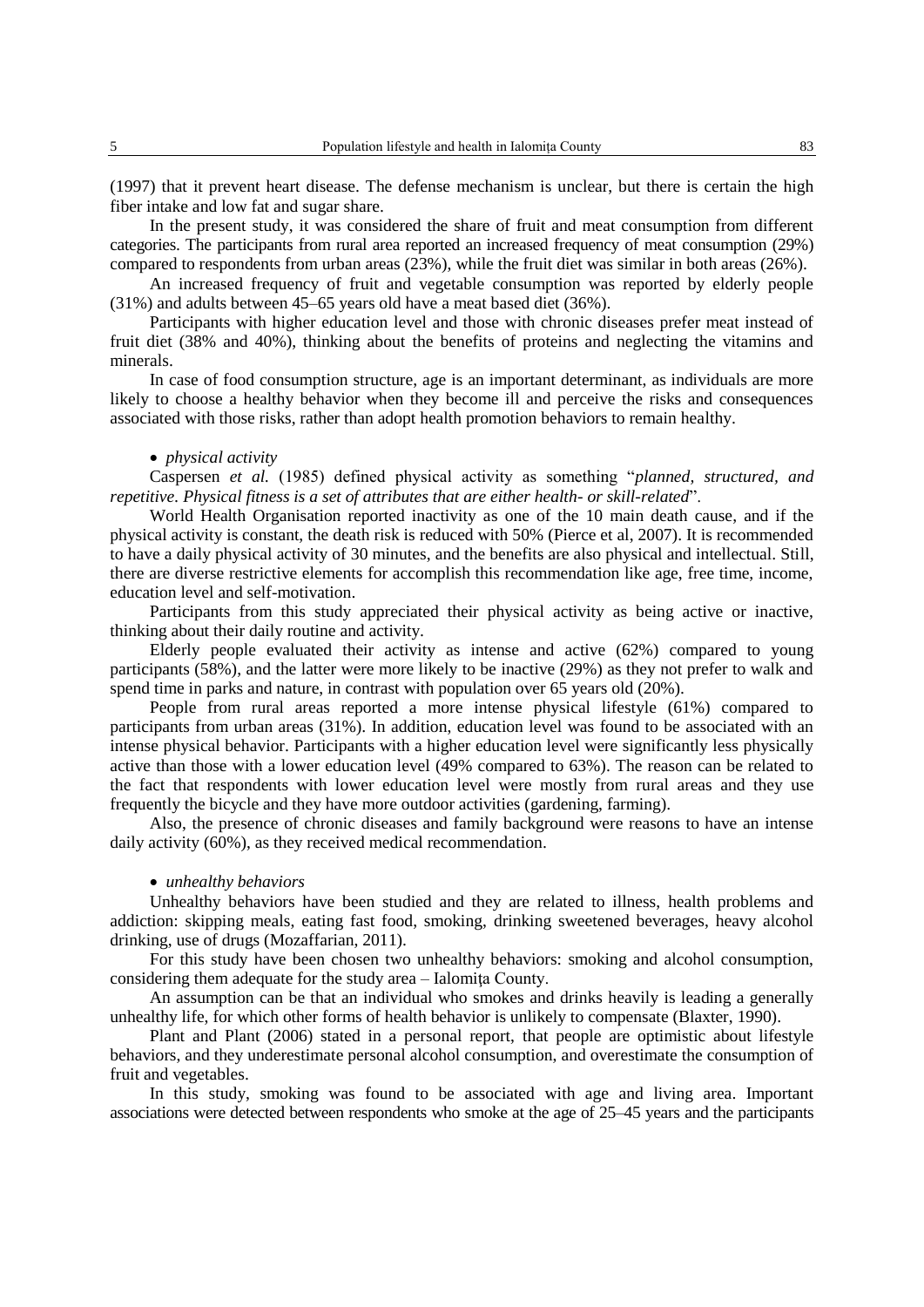(1997) that it prevent heart disease. The defense mechanism is unclear, but there is certain the high fiber intake and low fat and sugar share.

In the present study, it was considered the share of fruit and meat consumption from different categories. The participants from rural area reported an increased frequency of meat consumption (29%) compared to respondents from urban areas (23%), while the fruit diet was similar in both areas (26%).

An increased frequency of fruit and vegetable consumption was reported by elderly people (31%) and adults between 45–65 years old have a meat based diet (36%).

Participants with higher education level and those with chronic diseases prefer meat instead of fruit diet (38% and 40%), thinking about the benefits of proteins and neglecting the vitamins and minerals.

In case of food consumption structure, age is an important determinant, as individuals are more likely to choose a healthy behavior when they become ill and perceive the risks and consequences associated with those risks, rather than adopt health promotion behaviors to remain healthy.

- *physical activity*

Caspersen *et al.* (1985) defined physical activity as something "*planned, structured, and repetitive. Physical fitness is a set of attributes that are either health- or skill-related*".

World Health Organisation reported inactivity as one of the 10 main death cause, and if the physical activity is constant, the death risk is reduced with 50% (Pierce et al, 2007). It is recommended to have a daily physical activity of 30 minutes, and the benefits are also physical and intellectual. Still, there are diverse restrictive elements for accomplish this recommendation like age, free time, income, education level and self-motivation.

Participants from this study appreciated their physical activity as being active or inactive, thinking about their daily routine and activity.

Elderly people evaluated their activity as intense and active (62%) compared to young participants (58%), and the latter were more likely to be inactive (29%) as they not prefer to walk and spend time in parks and nature, in contrast with population over 65 years old (20%).

People from rural areas reported a more intense physical lifestyle (61%) compared to participants from urban areas (31%). In addition, education level was found to be associated with an intense physical behavior. Participants with a higher education level were significantly less physically active than those with a lower education level (49% compared to 63%). The reason can be related to the fact that respondents with lower education level were mostly from rural areas and they use frequently the bicycle and they have more outdoor activities (gardening, farming).

Also, the presence of chronic diseases and family background were reasons to have an intense daily activity (60%), as they received medical recommendation.

- *unhealthy behaviors*

Unhealthy behaviors have been studied and they are related to illness, health problems and addiction: skipping meals, eating fast food, smoking, drinking sweetened beverages, heavy alcohol drinking, use of drugs (Mozaffarian, 2011).

For this study have been chosen two unhealthy behaviors: smoking and alcohol consumption, considering them adequate for the study area – Ialomiţa County.

An assumption can be that an individual who smokes and drinks heavily is leading a generally unhealthy life, for which other forms of health behavior is unlikely to compensate (Blaxter, 1990).

Plant and Plant (2006) stated in a personal report, that people are optimistic about lifestyle behaviors, and they underestimate personal alcohol consumption, and overestimate the consumption of fruit and vegetables.

In this study, smoking was found to be associated with age and living area. Important associations were detected between respondents who smoke at the age of 25–45 years and the participants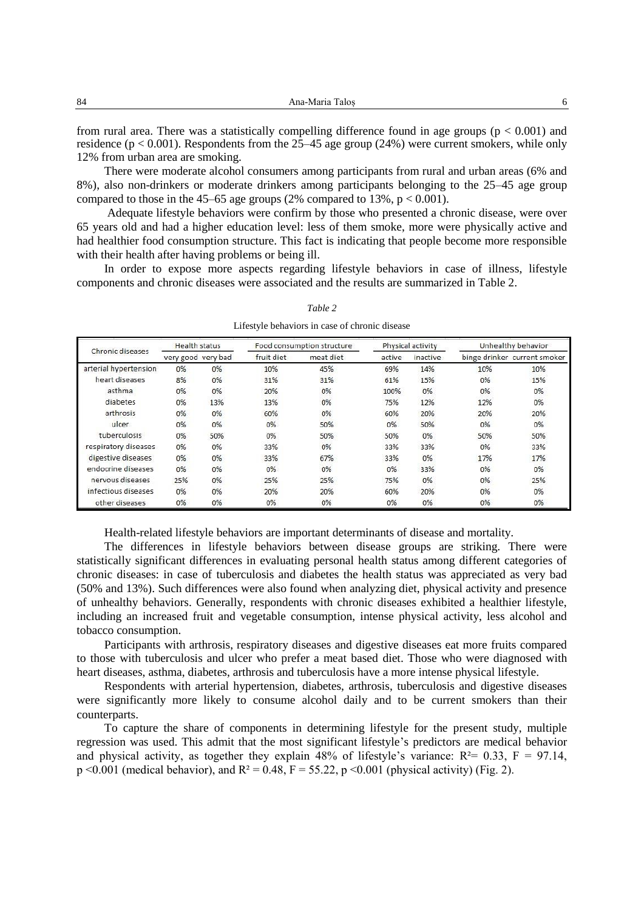from rural area. There was a statistically compelling difference found in age groups ($p < 0.001$) and residence ($p < 0.001$). Respondents from the 25–45 age group (24%) were current smokers, while only 12% from urban area are smoking.

There were moderate alcohol consumers among participants from rural and urban areas (6% and 8%), also non-drinkers or moderate drinkers among participants belonging to the 25–45 age group compared to those in the 45–65 age groups (2% compared to 13%, $p < 0.001$).

Adequate lifestyle behaviors were confirm by those who presented a chronic disease, were over 65 years old and had a higher education level: less of them smoke, more were physically active and had healthier food consumption structure. This fact is indicating that people become more responsible with their health after having problems or being ill.

In order to expose more aspects regarding lifestyle behaviors in case of illness, lifestyle components and chronic diseases were associated and the results are summarized in Table 2.

*Table 2*

Lifestyle behaviors in case of chronic disease

| Chronic diseases | Health status | | Food consumption structure | | Physical activity | | Unhealthy behavior | |
|---|---|---|---|---|---|---|---|---|
| | very good | very bad | fruit diet | meat diet | active | inactive | binge drinker | current smoker |
| arterial hypertension | 0% | 0% | 10% | 45% | 69% | 14% | 10% | 10% |
| heart diseases | 8% | 0% | 31% | 31% | 61% | 15% | 0% | 15% |
| asthma | 0% | 0% | 20% | 0% | 100% | 0% | 0% | 0% |
| diabetes | 0% | 13% | 13% | 0% | 75% | 12% | 12% | 0% |
| arthrosis | 0% | 0% | 60% | 0% | 60% | 20% | 20% | 20% |
| ulcer | 0% | 0% | 0% | 50% | 0% | 50% | 0% | 0% |
| tuberculosis | 0% | 50% | 0% | 50% | 50% | 0% | 50% | 50% |
| respiratory diseases | 0% | 0% | 33% | 0% | 33% | 33% | 0% | 33% |
| digestive diseases | 0% | 0% | 33% | 67% | 33% | 0% | 17% | 17% |
| endocrine diseases | 0% | 0% | 0% | 0% | 0% | 33% | 0% | 0% |
| nervous diseases | 25% | 0% | 25% | 25% | 75% | 0% | 0% | 25% |
| infectious diseases | 0% | 0% | 20% | 20% | 60% | 20% | 0% | 0% |
| other diseases | 0% | 0% | 0% | 0% | 0% | 0% | 0% | 0% |

Health-related lifestyle behaviors are important determinants of disease and mortality.

The differences in lifestyle behaviors between disease groups are striking. There were statistically significant differences in evaluating personal health status among different categories of chronic diseases: in case of tuberculosis and diabetes the health status was appreciated as very bad (50% and 13%). Such differences were also found when analyzing diet, physical activity and presence of unhealthy behaviors. Generally, respondents with chronic diseases exhibited a healthier lifestyle, including an increased fruit and vegetable consumption, intense physical activity, less alcohol and tobacco consumption.

Participants with arthrosis, respiratory diseases and digestive diseases eat more fruits compared to those with tuberculosis and ulcer who prefer a meat based diet. Those who were diagnosed with heart diseases, asthma, diabetes, arthrosis and tuberculosis have a more intense physical lifestyle.

Respondents with arterial hypertension, diabetes, arthrosis, tuberculosis and digestive diseases were significantly more likely to consume alcohol daily and to be current smokers than their counterparts.

To capture the share of components in determining lifestyle for the present study, multiple regression was used. This admit that the most significant lifestyle's predictors are medical behavior and physical activity, as together they explain 48% of lifestyle's variance: $R^2 = 0.33$, $F = 97.14$, $p < 0.001$ (medical behavior), and $R^2 = 0.48$, $F = 55.22$, $p < 0.001$ (physical activity) (Fig. 2).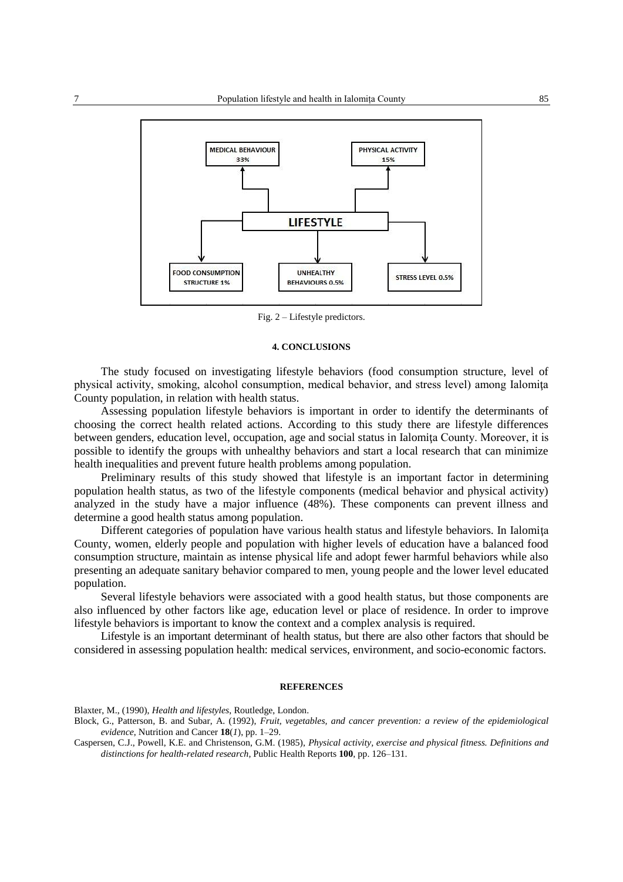MEDICAL BEHAVIOUR 33%

PHYSICAL ACTIVITY 15%

LIFESTYLE

FOOD CONSUMPTION STRUCTURE 1%

UNHEALTHY BEHAVIOURS 0.5%

STRESS LEVEL 0.5%

Fig. 2 – Lifestyle predictors.

## 4. CONCLUSIONS

The study focused on investigating lifestyle behaviors (food consumption structure, level of physical activity, smoking, alcohol consumption, medical behavior, and stress level) among Ialomiţa County population, in relation with health status.

Assessing population lifestyle behaviors is important in order to identify the determinants of choosing the correct health related actions. According to this study there are lifestyle differences between genders, education level, occupation, age and social status in Ialomiţa County. Moreover, it is possible to identify the groups with unhealthy behaviors and start a local research that can minimize health inequalities and prevent future health problems among population.

Preliminary results of this study showed that lifestyle is an important factor in determining population health status, as two of the lifestyle components (medical behavior and physical activity) analyzed in the study have a major influence (48%). These components can prevent illness and determine a good health status among population.

Different categories of population have various health status and lifestyle behaviors. In Ialomiţa County, women, elderly people and population with higher levels of education have a balanced food consumption structure, maintain as intense physical life and adopt fewer harmful behaviors while also presenting an adequate sanitary behavior compared to men, young people and the lower level educated population.

Several lifestyle behaviors were associated with a good health status, but those components are also influenced by other factors like age, education level or place of residence. In order to improve lifestyle behaviors is important to know the context and a complex analysis is required.

Lifestyle is an important determinant of health status, but there are also other factors that should be considered in assessing population health: medical services, environment, and socio-economic factors.

## REFERENCES

Blaxter, M., (1990), *Health and lifestyles*, Routledge, London.

Block, G., Patterson, B. and Subar, A. (1992), *Fruit, vegetables, and cancer prevention: a review of the epidemiological evidence*, Nutrition and Cancer **18**(*1*), pp. 1–29.

Caspersen, C.J., Powell, K.E. and Christenson, G.M. (1985), *Physical activity, exercise and physical fitness. Definitions and distinctions for health-related research*, Public Health Reports **100**, pp. 126–131.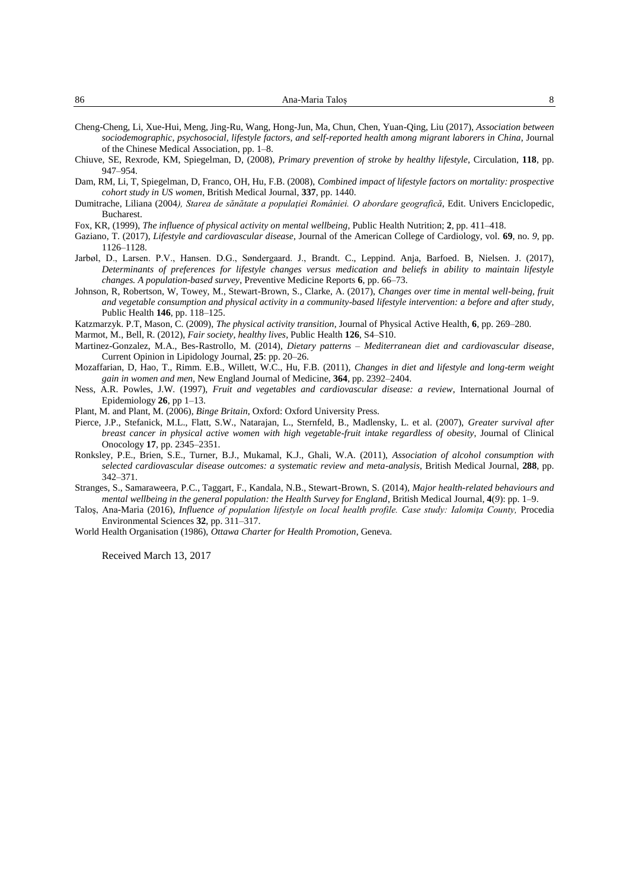Cheng-Cheng, Li, Xue-Hui, Meng, Jing-Ru, Wang, Hong-Jun, Ma, Chun, Chen, Yuan-Qing, Liu (2017), *Association between sociodemographic, psychosocial, lifestyle factors, and self-reported health among migrant laborers in China*, Journal of the Chinese Medical Association, pp. 1–8.

Chiuve, SE, Rexrode, KM, Spiegelman, D, (2008), *Primary prevention of stroke by healthy lifestyle*, Circulation, **118**, pp. 947–954.

Dam, RM, Li, T, Spiegelman, D, Franco, OH, Hu, F.B. (2008), *Combined impact of lifestyle factors on mortality: prospective cohort study in US women*, British Medical Journal, **337**, pp. 1440.

Dumitrache, Liliana (2004*), Starea de sănătate a populației României. O abordare geografică*, Edit. Univers Enciclopedic, Bucharest.

Fox, KR, (1999), *The influence of physical activity on mental wellbeing*, Public Health Nutrition; **2**, pp. 411–418.

Gaziano, T. (2017), *Lifestyle and cardiovascular disease*, Journal of the American College of Cardiology, vol. **69**, no. *9*, pp. 1126–1128.

Jarbøl, D., Larsen. P.V., Hansen. D.G., Søndergaard. J., Brandt. C., Leppind. Anja, Barfoed. B, Nielsen. J. (2017), *Determinants of preferences for lifestyle changes versus medication and beliefs in ability to maintain lifestyle changes. A population-based survey*, Preventive Medicine Reports **6**, pp. 66–73.

Johnson, R, Robertson, W, Towey, M., Stewart-Brown, S., Clarke, A. (2017), *Changes over time in mental well-being, fruit and vegetable consumption and physical activity in a community-based lifestyle intervention: a before and after study*, Public Health **146**, pp. 118–125.

Katzmarzyk. P.T, Mason, C. (2009), *The physical activity transition*, Journal of Physical Active Health, **6**, pp. 269–280.

Marmot, M., Bell, R. (2012), *Fair society, healthy lives*, Public Health **126**, S4–S10.

Martinez-Gonzalez, M.A., Bes-Rastrollo, M. (2014), *Dietary patterns – Mediterranean diet and cardiovascular disease*, Current Opinion in Lipidology Journal, **25**: pp. 20–26.

Mozaffarian, D, Hao, T., Rimm. E.B., Willett, W.C., Hu, F.B. (2011), *Changes in diet and lifestyle and long-term weight gain in women and men*, New England Journal of Medicine, **364**, pp. 2392–2404.

Ness, A.R. Powles, J.W. (1997), *Fruit and vegetables and cardiovascular disease: a review*, International Journal of Epidemiology **26**, pp 1–13.

Plant, M. and Plant, M. (2006), *Binge Britain*, Oxford: Oxford University Press.

Pierce, J.P., Stefanick, M.L., Flatt, S.W., Natarajan, L., Sternfeld, B., Madlensky, L. et al. (2007), *Greater survival after breast cancer in physical active women with high vegetable-fruit intake regardless of obesity*, Journal of Clinical Onocology **17**, pp. 2345–2351.

Ronksley, P.E., Brien, S.E., Turner, B.J., Mukamal, K.J., Ghali, W.A. (2011), *Association of alcohol consumption with selected cardiovascular disease outcomes: a systematic review and meta-analysis*, British Medical Journal, **288**, pp. 342–371.

Stranges, S., Samaraweera, P.C., Taggart, F., Kandala, N.B., Stewart-Brown, S. (2014), *Major health-related behaviours and mental wellbeing in the general population: the Health Survey for England*, British Medical Journal, **4**(*9*): pp. 1–9.

Taloș, Ana-Maria (2016), *Influence of population lifestyle on local health profile. Case study: Ialomița County,* Procedia Environmental Sciences **32**, pp. 311–317.

World Health Organisation (1986), *Ottawa Charter for Health Promotion*, Geneva.

Received March 13, 2017